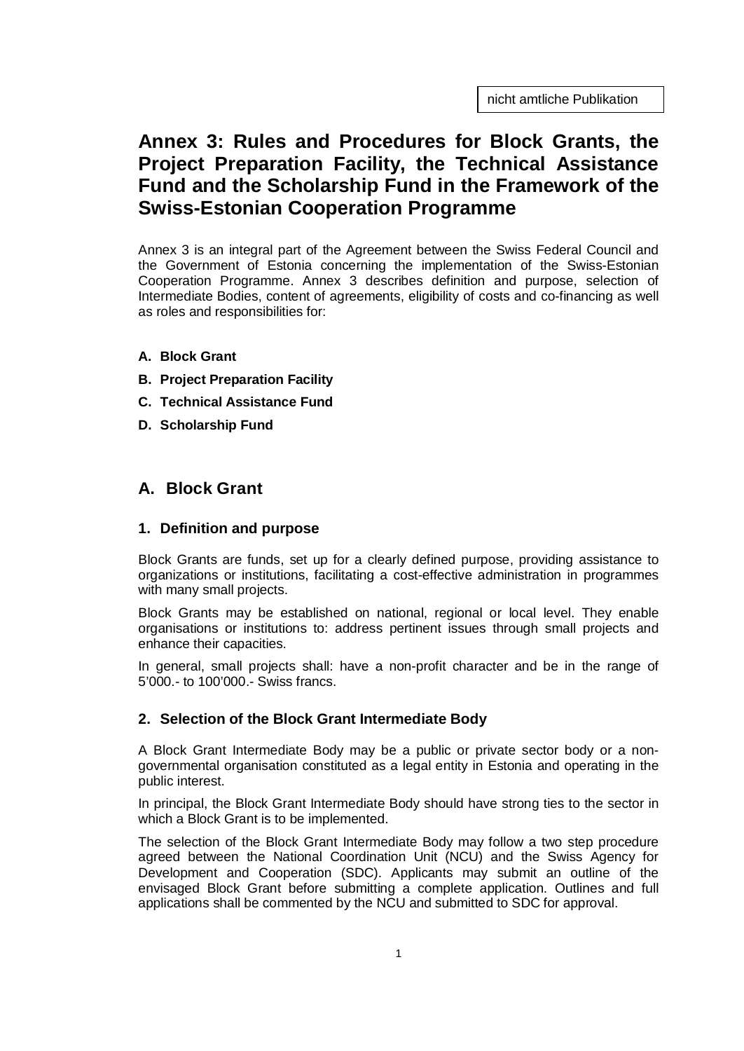nicht amtliche Publikation

# Annex 3: Rules and Procedures for Block Grants, the Project Preparation Facility, the Technical Assistance Fund and the Scholarship Fund in the Framework of the Swiss-Estonian Cooperation Programme

Annex 3 is an integral part of the Agreement between the Swiss Federal Council and the Government of Estonia concerning the implementation of the Swiss-Estonian Cooperation Programme. Annex 3 describes definition and purpose, selection of Intermediate Bodies, content of agreements, eligibility of costs and co-financing as well as roles and responsibilities for:

- **A. Block Grant**
- **B. Project Preparation Facility**
- **C. Technical Assistance Fund**
- **D. Scholarship Fund**

## A. Block Grant

### 1. Definition and purpose

Block Grants are funds, set up for a clearly defined purpose, providing assistance to organizations or institutions, facilitating a cost-effective administration in programmes with many small projects.

Block Grants may be established on national, regional or local level. They enable organisations or institutions to: address pertinent issues through small projects and enhance their capacities.

In general, small projects shall: have a non-profit character and be in the range of 5'000.- to 100'000.- Swiss francs.

### 2. Selection of the Block Grant Intermediate Body

A Block Grant Intermediate Body may be a public or private sector body or a non-governmental organisation constituted as a legal entity in Estonia and operating in the public interest.

In principal, the Block Grant Intermediate Body should have strong ties to the sector in which a Block Grant is to be implemented.

The selection of the Block Grant Intermediate Body may follow a two step procedure agreed between the National Coordination Unit (NCU) and the Swiss Agency for Development and Cooperation (SDC). Applicants may submit an outline of the envisaged Block Grant before submitting a complete application. Outlines and full applications shall be commented by the NCU and submitted to SDC for approval.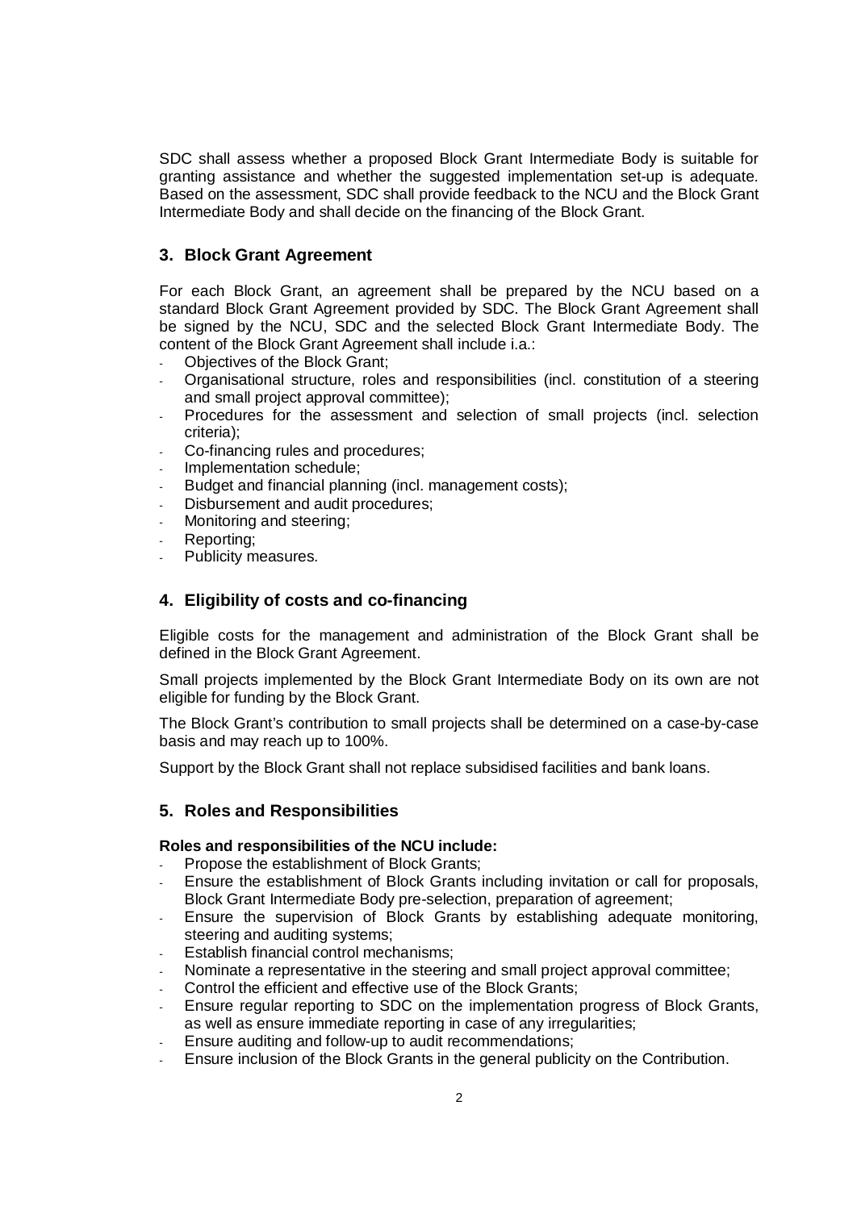SDC shall assess whether a proposed Block Grant Intermediate Body is suitable for granting assistance and whether the suggested implementation set-up is adequate. Based on the assessment, SDC shall provide feedback to the NCU and the Block Grant Intermediate Body and shall decide on the financing of the Block Grant.

## 3. Block Grant Agreement

For each Block Grant, an agreement shall be prepared by the NCU based on a standard Block Grant Agreement provided by SDC. The Block Grant Agreement shall be signed by the NCU, SDC and the selected Block Grant Intermediate Body. The content of the Block Grant Agreement shall include i.a.:

- Objectives of the Block Grant;
- Organisational structure, roles and responsibilities (incl. constitution of a steering and small project approval committee);
- Procedures for the assessment and selection of small projects (incl. selection criteria);
- Co-financing rules and procedures;
- Implementation schedule;
- Budget and financial planning (incl. management costs);
- Disbursement and audit procedures;
- Monitoring and steering;
- Reporting;
- Publicity measures.

## 4. Eligibility of costs and co-financing

Eligible costs for the management and administration of the Block Grant shall be defined in the Block Grant Agreement.

Small projects implemented by the Block Grant Intermediate Body on its own are not eligible for funding by the Block Grant.

The Block Grant's contribution to small projects shall be determined on a case-by-case basis and may reach up to 100%.

Support by the Block Grant shall not replace subsidised facilities and bank loans.

## 5. Roles and Responsibilities

**Roles and responsibilities of the NCU include:**

- Propose the establishment of Block Grants;
- Ensure the establishment of Block Grants including invitation or call for proposals, Block Grant Intermediate Body pre-selection, preparation of agreement;
- Ensure the supervision of Block Grants by establishing adequate monitoring, steering and auditing systems;
- Establish financial control mechanisms;
- Nominate a representative in the steering and small project approval committee;
- Control the efficient and effective use of the Block Grants;
- Ensure regular reporting to SDC on the implementation progress of Block Grants, as well as ensure immediate reporting in case of any irregularities;
- Ensure auditing and follow-up to audit recommendations;
- Ensure inclusion of the Block Grants in the general publicity on the Contribution.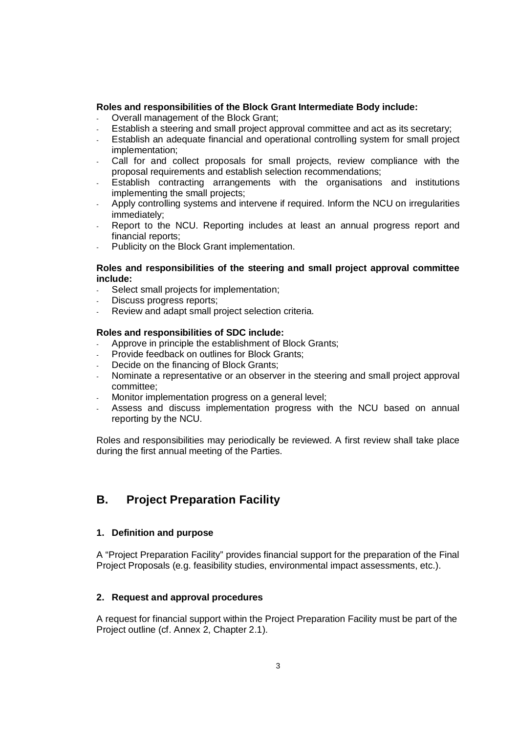**Roles and responsibilities of the Block Grant Intermediate Body include:**

- Overall management of the Block Grant;
- Establish a steering and small project approval committee and act as its secretary;
- Establish an adequate financial and operational controlling system for small project implementation;
- Call for and collect proposals for small projects, review compliance with the proposal requirements and establish selection recommendations;
- Establish contracting arrangements with the organisations and institutions implementing the small projects;
- Apply controlling systems and intervene if required. Inform the NCU on irregularities immediately;
- Report to the NCU. Reporting includes at least an annual progress report and financial reports;
- Publicity on the Block Grant implementation.

**Roles and responsibilities of the steering and small project approval committee include:**

- Select small projects for implementation;
- Discuss progress reports;
- Review and adapt small project selection criteria.

**Roles and responsibilities of SDC include:**

- Approve in principle the establishment of Block Grants;
- Provide feedback on outlines for Block Grants;
- Decide on the financing of Block Grants;
- Nominate a representative or an observer in the steering and small project approval committee;
- Monitor implementation progress on a general level;
- Assess and discuss implementation progress with the NCU based on annual reporting by the NCU.

Roles and responsibilities may periodically be reviewed. A first review shall take place during the first annual meeting of the Parties.

## B. Project Preparation Facility

### 1. Definition and purpose

A “Project Preparation Facility” provides financial support for the preparation of the Final Project Proposals (e.g. feasibility studies, environmental impact assessments, etc.).

### 2. Request and approval procedures

A request for financial support within the Project Preparation Facility must be part of the Project outline (cf. Annex 2, Chapter 2.1).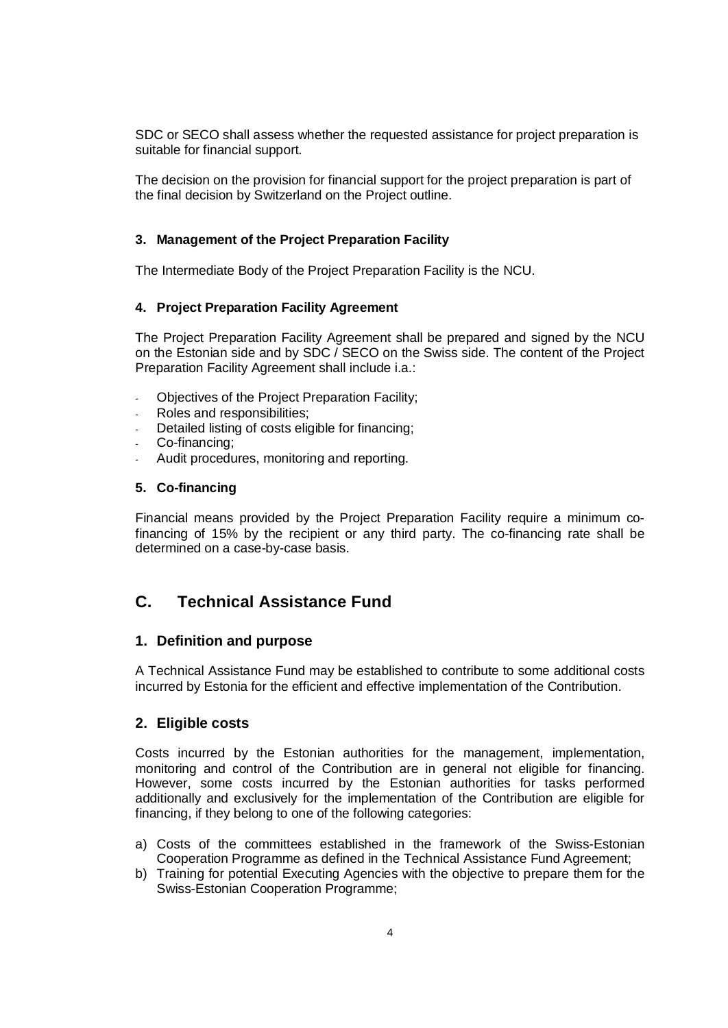SDC or SECO shall assess whether the requested assistance for project preparation is suitable for financial support.

The decision on the provision for financial support for the project preparation is part of the final decision by Switzerland on the Project outline.

### 3. Management of the Project Preparation Facility

The Intermediate Body of the Project Preparation Facility is the NCU.

### 4. Project Preparation Facility Agreement

The Project Preparation Facility Agreement shall be prepared and signed by the NCU on the Estonian side and by SDC / SECO on the Swiss side. The content of the Project Preparation Facility Agreement shall include i.a.:

- Objectives of the Project Preparation Facility;
- Roles and responsibilities;
- Detailed listing of costs eligible for financing;
- Co-financing;
- Audit procedures, monitoring and reporting.

### 5. Co-financing

Financial means provided by the Project Preparation Facility require a minimum co-financing of 15% by the recipient or any third party. The co-financing rate shall be determined on a case-by-case basis.

## C. Technical Assistance Fund

### 1. Definition and purpose

A Technical Assistance Fund may be established to contribute to some additional costs incurred by Estonia for the efficient and effective implementation of the Contribution.

### 2. Eligible costs

Costs incurred by the Estonian authorities for the management, implementation, monitoring and control of the Contribution are in general not eligible for financing. However, some costs incurred by the Estonian authorities for tasks performed additionally and exclusively for the implementation of the Contribution are eligible for financing, if they belong to one of the following categories:

a) Costs of the committees established in the framework of the Swiss-Estonian Cooperation Programme as defined in the Technical Assistance Fund Agreement;
b) Training for potential Executing Agencies with the objective to prepare them for the Swiss-Estonian Cooperation Programme;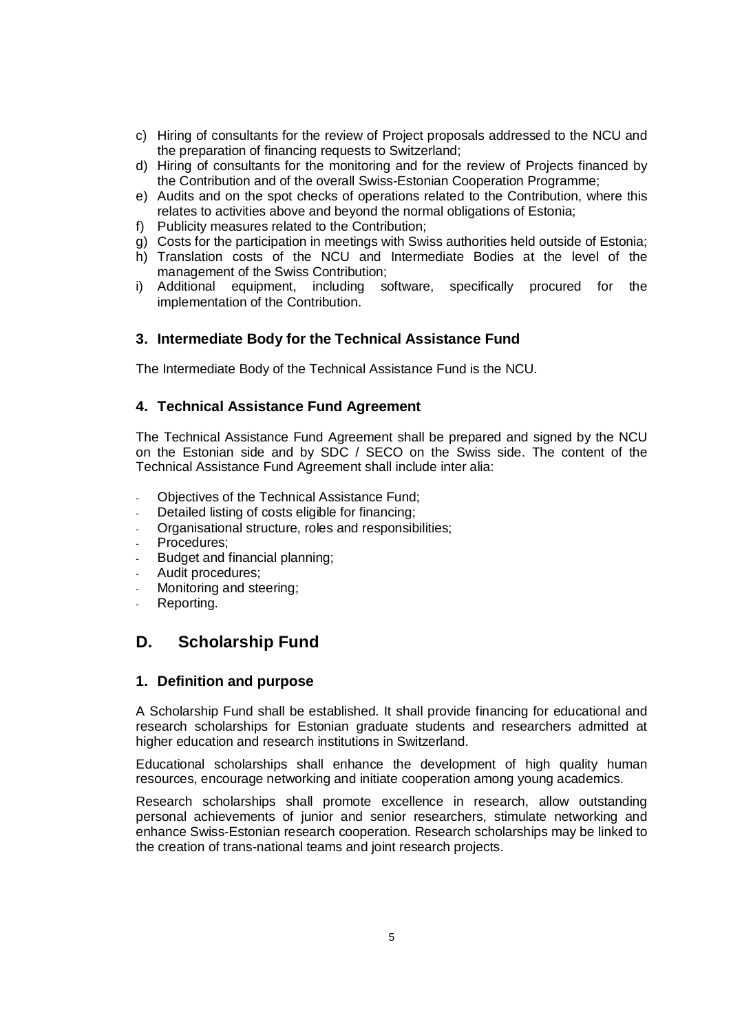c) Hiring of consultants for the review of Project proposals addressed to the NCU and the preparation of financing requests to Switzerland;
d) Hiring of consultants for the monitoring and for the review of Projects financed by the Contribution and of the overall Swiss-Estonian Cooperation Programme;
e) Audits and on the spot checks of operations related to the Contribution, where this relates to activities above and beyond the normal obligations of Estonia;
f) Publicity measures related to the Contribution;
g) Costs for the participation in meetings with Swiss authorities held outside of Estonia;
h) Translation costs of the NCU and Intermediate Bodies at the level of the management of the Swiss Contribution;
i) Additional equipment, including software, specifically procured for the implementation of the Contribution.

### 3. Intermediate Body for the Technical Assistance Fund

The Intermediate Body of the Technical Assistance Fund is the NCU.

### 4. Technical Assistance Fund Agreement

The Technical Assistance Fund Agreement shall be prepared and signed by the NCU on the Estonian side and by SDC / SECO on the Swiss side. The content of the Technical Assistance Fund Agreement shall include inter alia:

- Objectives of the Technical Assistance Fund;
- Detailed listing of costs eligible for financing;
- Organisational structure, roles and responsibilities;
- Procedures;
- Budget and financial planning;
- Audit procedures;
- Monitoring and steering;
- Reporting.

## D. Scholarship Fund

### 1. Definition and purpose

A Scholarship Fund shall be established. It shall provide financing for educational and research scholarships for Estonian graduate students and researchers admitted at higher education and research institutions in Switzerland.

Educational scholarships shall enhance the development of high quality human resources, encourage networking and initiate cooperation among young academics.

Research scholarships shall promote excellence in research, allow outstanding personal achievements of junior and senior researchers, stimulate networking and enhance Swiss-Estonian research cooperation. Research scholarships may be linked to the creation of trans-national teams and joint research projects.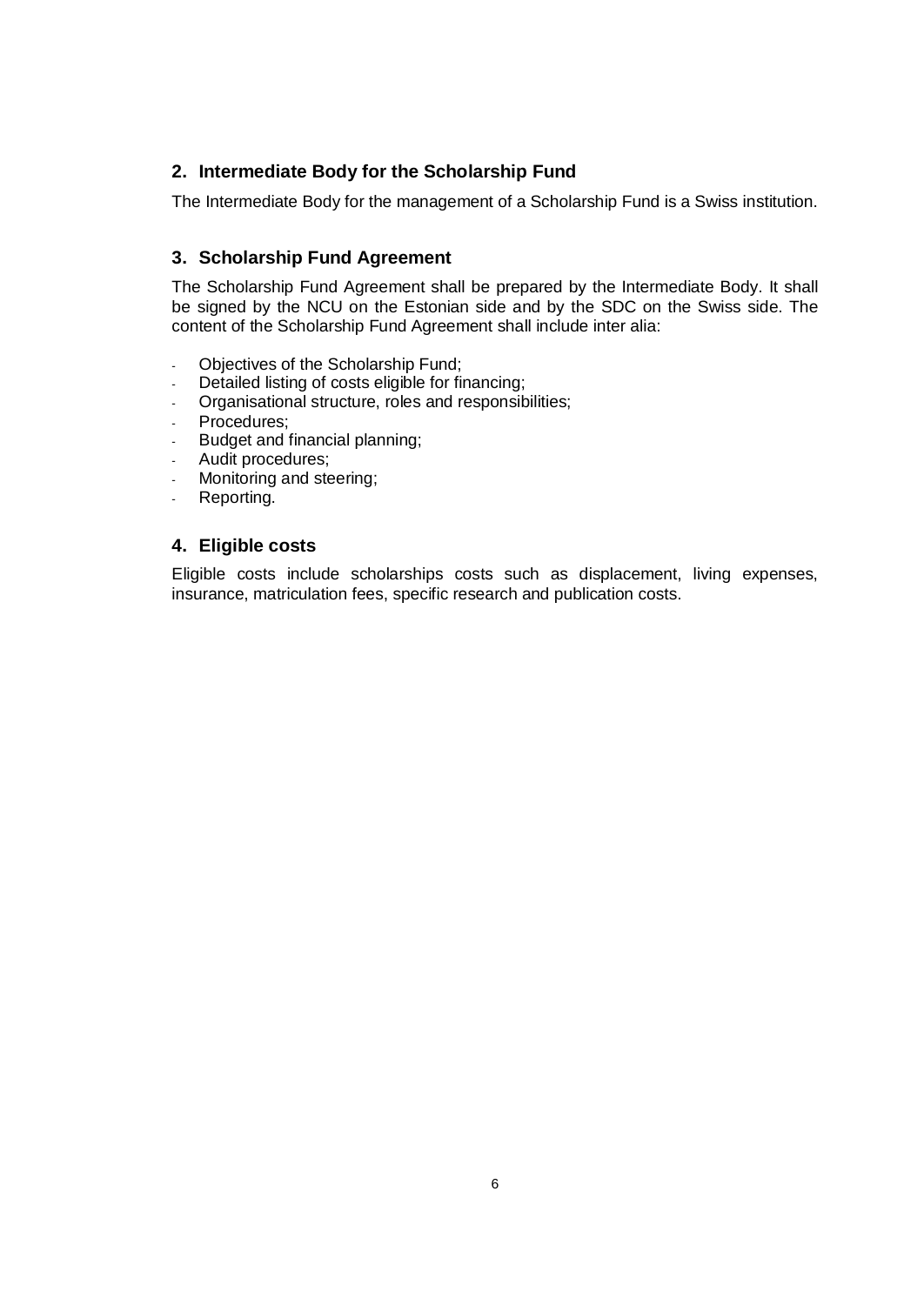## 2. Intermediate Body for the Scholarship Fund

The Intermediate Body for the management of a Scholarship Fund is a Swiss institution.

## 3. Scholarship Fund Agreement

The Scholarship Fund Agreement shall be prepared by the Intermediate Body. It shall be signed by the NCU on the Estonian side and by the SDC on the Swiss side. The content of the Scholarship Fund Agreement shall include inter alia:

- Objectives of the Scholarship Fund;
- Detailed listing of costs eligible for financing;
- Organisational structure, roles and responsibilities;
- Procedures;
- Budget and financial planning;
- Audit procedures;
- Monitoring and steering;
- Reporting.

## 4. Eligible costs

Eligible costs include scholarships costs such as displacement, living expenses, insurance, matriculation fees, specific research and publication costs.